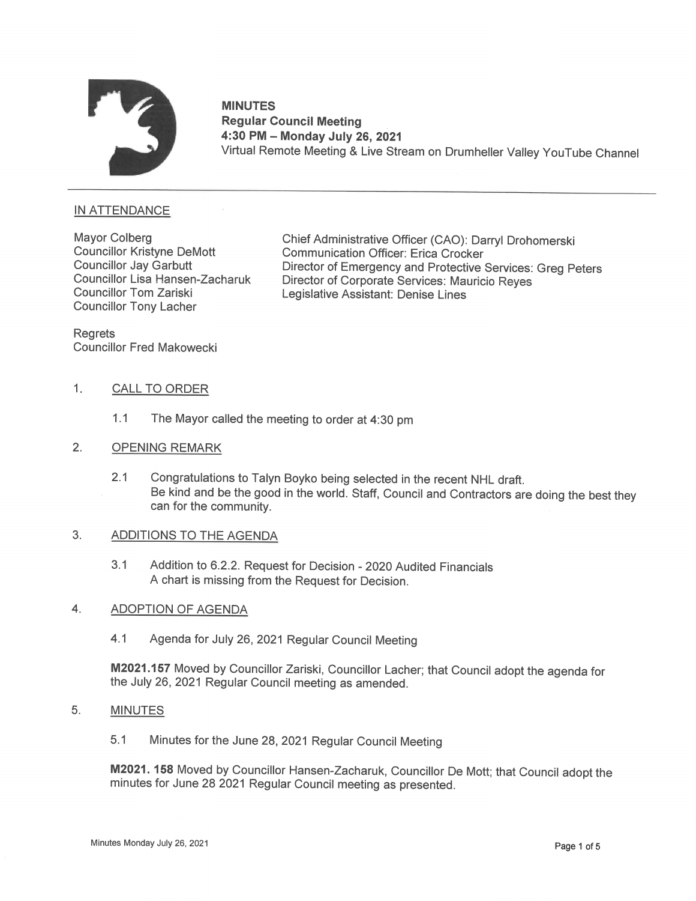**MINUTES**
**Regular Council Meeting**
**4:30 PM – Monday July 26, 2021**
Virtual Remote Meeting & Live Stream on Drumheller Valley YouTube Channel

---

## IN ATTENDANCE

Mayor Colberg
Councillor Kristyne DeMott
Councillor Jay Garbutt
Councillor Lisa Hansen-Zacharuk
Councillor Tom Zariski
Councillor Tony Lacher

Chief Administrative Officer (CAO): Darryl Drohomerski
Communication Officer: Erica Crocker
Director of Emergency and Protective Services: Greg Peters
Director of Corporate Services: Mauricio Reyes
Legislative Assistant: Denise Lines

Regrets
Councillor Fred Makowecki

## 1. CALL TO ORDER

1.1 The Mayor called the meeting to order at 4:30 pm

## 2. OPENING REMARK

2.1 Congratulations to Talyn Boyko being selected in the recent NHL draft.
Be kind and be the good in the world. Staff, Council and Contractors are doing the best they can for the community.

## 3. ADDITIONS TO THE AGENDA

3.1 Addition to 6.2.2. Request for Decision - 2020 Audited Financials
A chart is missing from the Request for Decision.

## 4. ADOPTION OF AGENDA

4.1 Agenda for July 26, 2021 Regular Council Meeting

**M2021.157** Moved by Councillor Zariski, Councillor Lacher; that Council adopt the agenda for the July 26, 2021 Regular Council meeting as amended.

## 5. MINUTES

5.1 Minutes for the June 28, 2021 Regular Council Meeting

**M2021. 158** Moved by Councillor Hansen-Zacharuk, Councillor De Mott; that Council adopt the minutes for June 28 2021 Regular Council meeting as presented.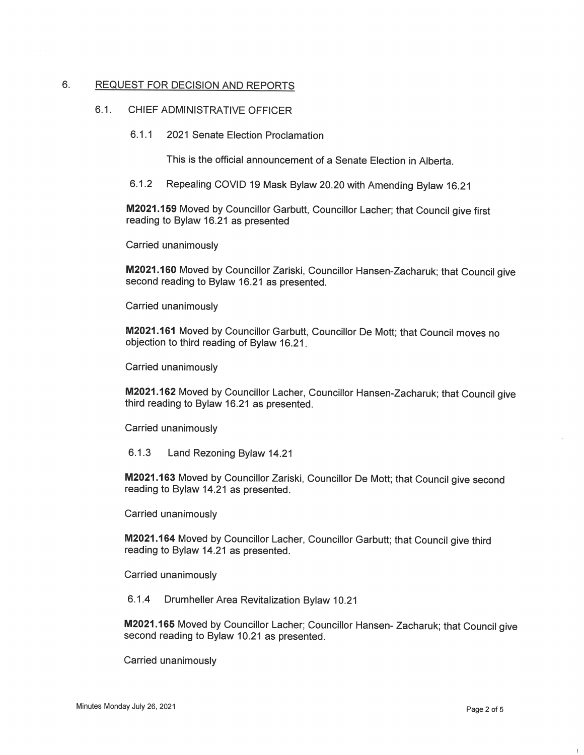## 6. REQUEST FOR DECISION AND REPORTS

### 6.1. CHIEF ADMINISTRATIVE OFFICER

#### 6.1.1 2021 Senate Election Proclamation

This is the official announcement of a Senate Election in Alberta.

#### 6.1.2 Repealing COVID 19 Mask Bylaw 20.20 with Amending Bylaw 16.21

**M2021.159** Moved by Councillor Garbutt, Councillor Lacher; that Council give first reading to Bylaw 16.21 as presented

Carried unanimously

**M2021.160** Moved by Councillor Zariski, Councillor Hansen-Zacharuk; that Council give second reading to Bylaw 16.21 as presented.

Carried unanimously

**M2021.161** Moved by Councillor Garbutt, Councillor De Mott; that Council moves no objection to third reading of Bylaw 16.21.

Carried unanimously

**M2021.162** Moved by Councillor Lacher, Councillor Hansen-Zacharuk; that Council give third reading to Bylaw 16.21 as presented.

Carried unanimously

#### 6.1.3 Land Rezoning Bylaw 14.21

**M2021.163** Moved by Councillor Zariski, Councillor De Mott; that Council give second reading to Bylaw 14.21 as presented.

Carried unanimously

**M2021.164** Moved by Councillor Lacher, Councillor Garbutt; that Council give third reading to Bylaw 14.21 as presented.

Carried unanimously

#### 6.1.4 Drumheller Area Revitalization Bylaw 10.21

**M2021.165** Moved by Councillor Lacher; Councillor Hansen- Zacharuk; that Council give second reading to Bylaw 10.21 as presented.

Carried unanimously

Minutes Monday July 26, 2021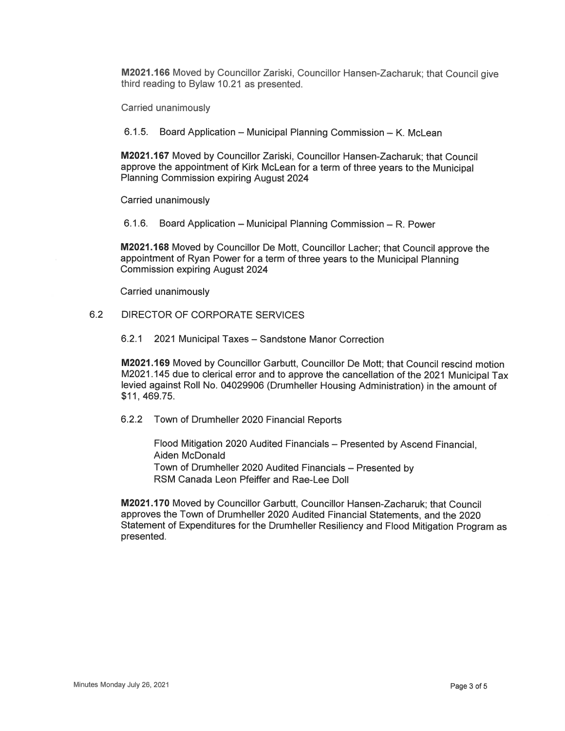**M2021.166** Moved by Councillor Zariski, Councillor Hansen-Zacharuk; that Council give third reading to Bylaw 10.21 as presented.

Carried unanimously

6.1.5. Board Application – Municipal Planning Commission – K. McLean

**M2021.167** Moved by Councillor Zariski, Councillor Hansen-Zacharuk; that Council approve the appointment of Kirk McLean for a term of three years to the Municipal Planning Commission expiring August 2024

Carried unanimously

6.1.6. Board Application – Municipal Planning Commission – R. Power

**M2021.168** Moved by Councillor De Mott, Councillor Lacher; that Council approve the appointment of Ryan Power for a term of three years to the Municipal Planning Commission expiring August 2024

Carried unanimously

6.2 DIRECTOR OF CORPORATE SERVICES

6.2.1 2021 Municipal Taxes – Sandstone Manor Correction

**M2021.169** Moved by Councillor Garbutt, Councillor De Mott; that Council rescind motion M2021.145 due to clerical error and to approve the cancellation of the 2021 Municipal Tax levied against Roll No. 04029906 (Drumheller Housing Administration) in the amount of $11, 469.75.

6.2.2 Town of Drumheller 2020 Financial Reports

Flood Mitigation 2020 Audited Financials – Presented by Ascend Financial, Aiden McDonald
Town of Drumheller 2020 Audited Financials – Presented by RSM Canada Leon Pfeiffer and Rae-Lee Doll

**M2021.170** Moved by Councillor Garbutt, Councillor Hansen-Zacharuk; that Council approves the Town of Drumheller 2020 Audited Financial Statements, and the 2020 Statement of Expenditures for the Drumheller Resiliency and Flood Mitigation Program as presented.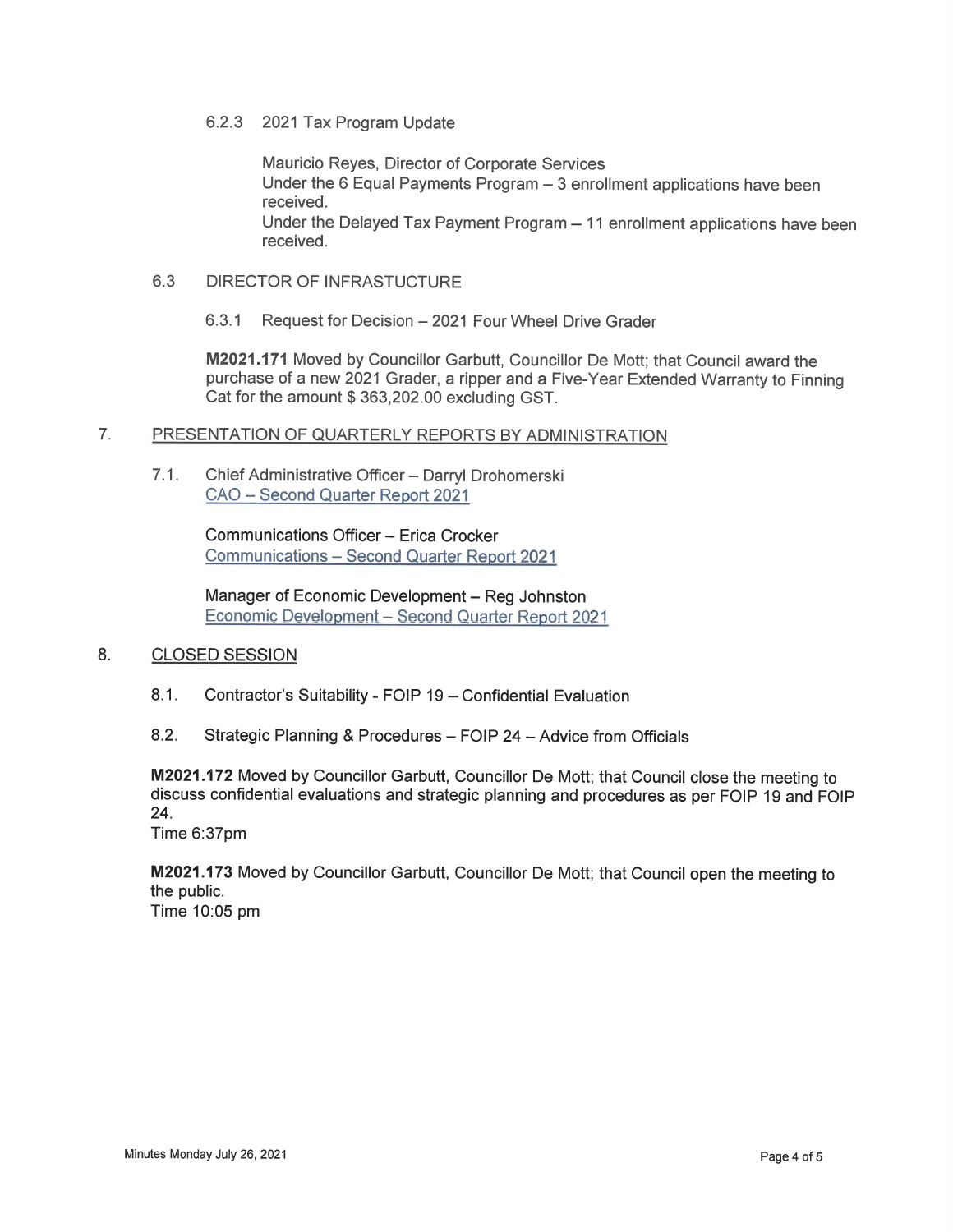6.2.3 2021 Tax Program Update

Mauricio Reyes, Director of Corporate Services
Under the 6 Equal Payments Program – 3 enrollment applications have been received.
Under the Delayed Tax Payment Program – 11 enrollment applications have been received.

6.3 DIRECTOR OF INFRASTUCTURE

6.3.1 Request for Decision – 2021 Four Wheel Drive Grader

**M2021.171** Moved by Councillor Garbutt, Councillor De Mott; that Council award the purchase of a new 2021 Grader, a ripper and a Five-Year Extended Warranty to Finning Cat for the amount $ 363,202.00 excluding GST.

## 7. PRESENTATION OF QUARTERLY REPORTS BY ADMINISTRATION

7.1. Chief Administrative Officer – Darryl Drohomerski
CAO – Second Quarter Report 2021

Communications Officer – Erica Crocker
Communications – Second Quarter Report 2021

Manager of Economic Development – Reg Johnston
Economic Development – Second Quarter Report 2021

## 8. CLOSED SESSION

8.1. Contractor's Suitability - FOIP 19 – Confidential Evaluation

8.2. Strategic Planning & Procedures – FOIP 24 – Advice from Officials

**M2021.172** Moved by Councillor Garbutt, Councillor De Mott; that Council close the meeting to discuss confidential evaluations and strategic planning and procedures as per FOIP 19 and FOIP 24.
Time 6:37pm

**M2021.173** Moved by Councillor Garbutt, Councillor De Mott; that Council open the meeting to the public.
Time 10:05 pm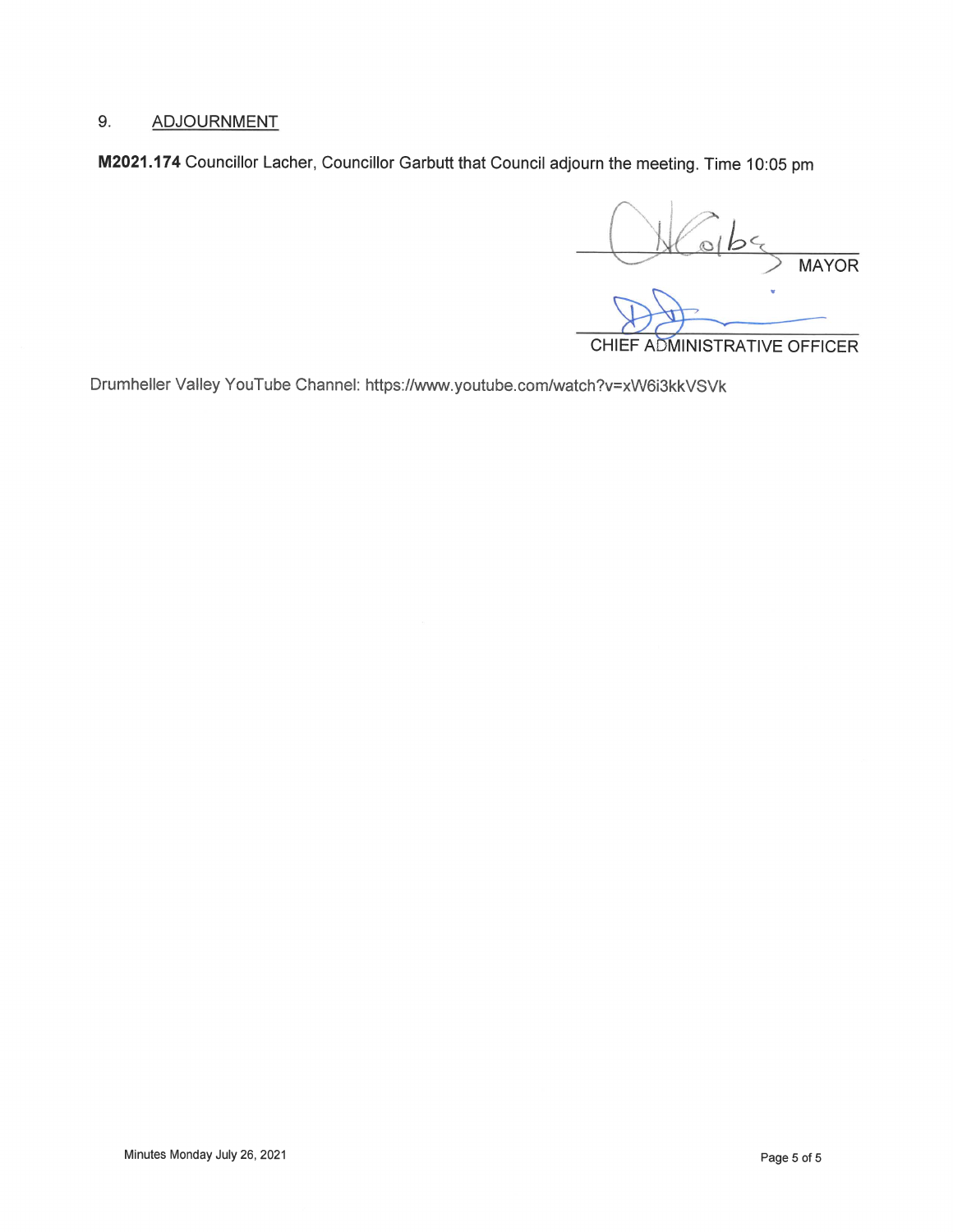## 9. ADJOURNMENT

**M2021.174** Councillor Lacher, Councillor Garbutt that Council adjourn the meeting. Time 10:05 pm

MAYOR

CHIEF ADMINISTRATIVE OFFICER

Drumheller Valley YouTube Channel: https://www.youtube.com/watch?v=xW6i3kkVSVk